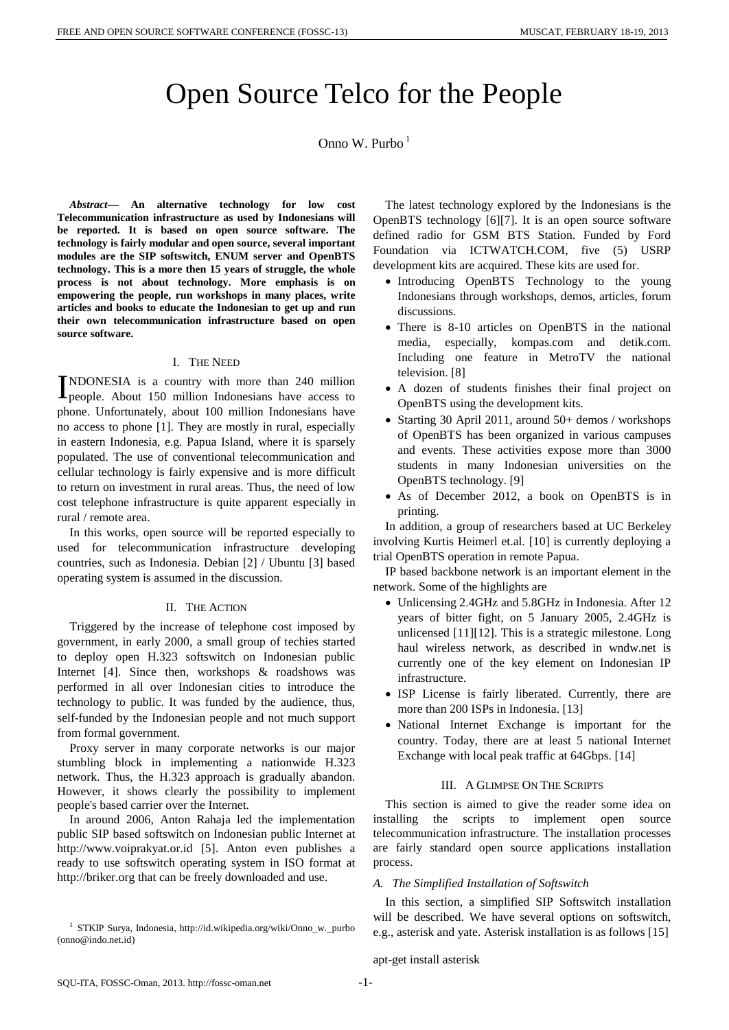# Open Source Telco for the People

Onno W. Purbo [1]

***Abstract*— An alternative technology for low cost Telecommunication infrastructure as used by Indonesians will be reported. It is based on open source software. The technology is fairly modular and open source, several important modules are the SIP softswitch, ENUM server and OpenBTS technology. This is a more then 15 years of struggle, the whole process is not about technology. More emphasis is on empowering the people, run workshops in many places, write articles and books to educate the Indonesian to get up and run their own telecommunication infrastructure based on open source software.**

## I. The Need

INDONESIA is a country with more than 240 million people. About 150 million Indonesians have access to phone. Unfortunately, about 100 million Indonesians have no access to phone [1]. They are mostly in rural, especially in eastern Indonesia, e.g. Papua Island, where it is sparsely populated. The use of conventional telecommunication and cellular technology is fairly expensive and is more difficult to return on investment in rural areas. Thus, the need of low cost telephone infrastructure is quite apparent especially in rural / remote area.

In this works, open source will be reported especially to used for telecommunication infrastructure developing countries, such as Indonesia. Debian [2] / Ubuntu [3] based operating system is assumed in the discussion.

## II. The Action

Triggered by the increase of telephone cost imposed by government, in early 2000, a small group of techies started to deploy open H.323 softswitch on Indonesian public Internet [4]. Since then, workshops & roadshows was performed in all over Indonesian cities to introduce the technology to public. It was funded by the audience, thus, self-funded by the Indonesian people and not much support from formal government.

Proxy server in many corporate networks is our major stumbling block in implementing a nationwide H.323 network. Thus, the H.323 approach is gradually abandon. However, it shows clearly the possibility to implement people's based carrier over the Internet.

In around 2006, Anton Rahaja led the implementation public SIP based softswitch on Indonesian public Internet at http://www.voiprakyat.or.id [5]. Anton even publishes a ready to use softswitch operating system in ISO format at http://briker.org that can be freely downloaded and use.

The latest technology explored by the Indonesians is the OpenBTS technology [6][7]. It is an open source software defined radio for GSM BTS Station. Funded by Ford Foundation via ICTWATCH.COM, five (5) USRP development kits are acquired. These kits are used for.

- Introducing OpenBTS Technology to the young Indonesians through workshops, demos, articles, forum discussions.
- There is 8-10 articles on OpenBTS in the national media, especially, kompas.com and detik.com. Including one feature in MetroTV the national television. [8]
- A dozen of students finishes their final project on OpenBTS using the development kits.
- Starting 30 April 2011, around 50+ demos / workshops of OpenBTS has been organized in various campuses and events. These activities expose more than 3000 students in many Indonesian universities on the OpenBTS technology. [9]
- As of December 2012, a book on OpenBTS is in printing.

In addition, a group of researchers based at UC Berkeley involving Kurtis Heimerl et.al. [10] is currently deploying a trial OpenBTS operation in remote Papua.

IP based backbone network is an important element in the network. Some of the highlights are

- Unlicensing 2.4GHz and 5.8GHz in Indonesia. After 12 years of bitter fight, on 5 January 2005, 2.4GHz is unlicensed [11][12]. This is a strategic milestone. Long haul wireless network, as described in wndw.net is currently one of the key element on Indonesian IP infrastructure.
- ISP License is fairly liberated. Currently, there are more than 200 ISPs in Indonesia. [13]
- National Internet Exchange is important for the country. Today, there are at least 5 national Internet Exchange with local peak traffic at 64Gbps. [14]

## III. A Glimpse On The Scripts

This section is aimed to give the reader some idea on installing the scripts to implement open source telecommunication infrastructure. The installation processes are fairly standard open source applications installation process.

### *A. The Simplified Installation of Softswitch*

In this section, a simplified SIP Softswitch installation will be described. We have several options on softswitch, e.g., asterisk and yate. Asterisk installation is as follows [15]

```
apt-get install asterisk
```

[1] STKIP Surya, Indonesia, http://id.wikipedia.org/wiki/Onno_w._purbo (onno@indo.net.id)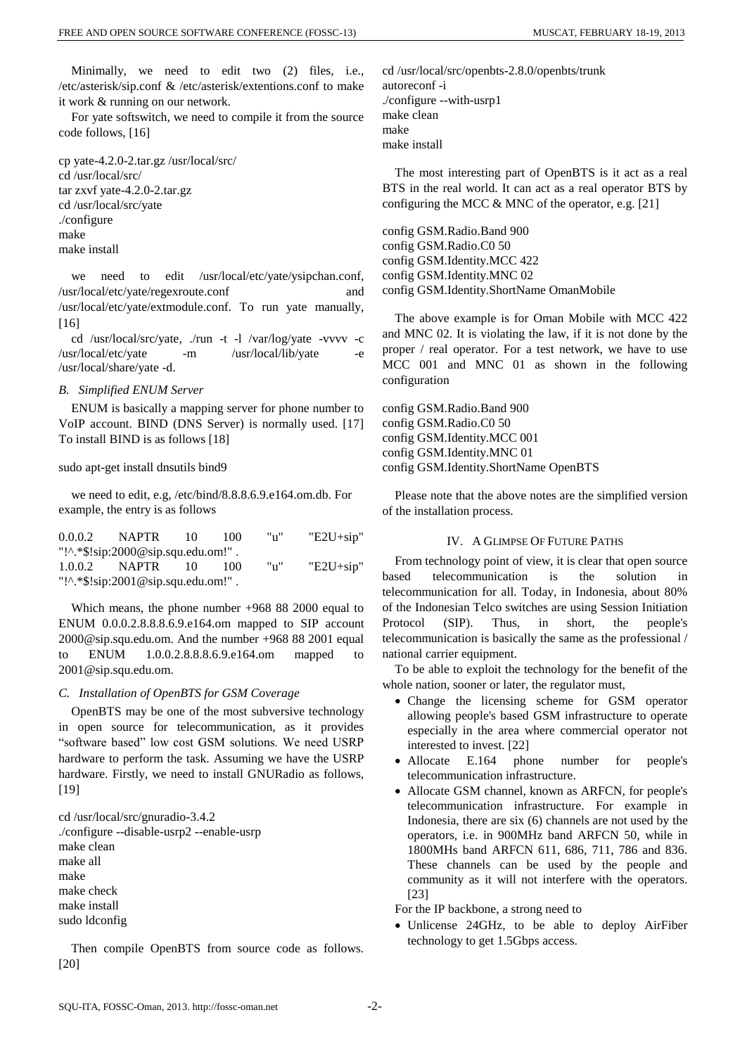Minimally, we need to edit two (2) files, i.e., /etc/asterisk/sip.conf & /etc/asterisk/extentions.conf to make it work & running on our network.

For yate softswitch, we need to compile it from the source code follows, [16]

```
cp yate-4.2.0-2.tar.gz /usr/local/src/
cd /usr/local/src/
tar zxvf yate-4.2.0-2.tar.gz
cd /usr/local/src/yate
./configure
make
make install
```

we need to edit /usr/local/etc/yate/ysipchan.conf, /usr/local/etc/yate/regexroute.conf and /usr/local/etc/yate/extmodule.conf. To run yate manually, [16]

cd /usr/local/src/yate, ./run -t -l /var/log/yate -vvvv -c /usr/local/etc/yate -m /usr/local/lib/yate -e /usr/local/share/yate -d.

### *B. Simplified ENUM Server*

ENUM is basically a mapping server for phone number to VoIP account. BIND (DNS Server) is normally used. [17] To install BIND is as follows [18]

```
sudo apt-get install dnsutils bind9
```

we need to edit, e.g, /etc/bind/8.8.8.6.9.e164.om.db. For example, the entry is as follows

```
0.0.0.2 NAPTR 10 100 "u" "E2U+sip" "!^.*$!sip:2000@sip.squ.edu.om!" .
1.0.0.2 NAPTR 10 100 "u" "E2U+sip" "!^.*$!sip:2001@sip.squ.edu.om!" .
```

Which means, the phone number +968 88 2000 equal to ENUM 0.0.0.2.8.8.8.6.9.e164.om mapped to SIP account 2000@sip.squ.edu.om. And the number +968 88 2001 equal to ENUM 1.0.0.2.8.8.8.6.9.e164.om mapped to 2001@sip.squ.edu.om.

### *C. Installation of OpenBTS for GSM Coverage*

OpenBTS may be one of the most subversive technology in open source for telecommunication, as it provides "software based" low cost GSM solutions. We need USRP hardware to perform the task. Assuming we have the USRP hardware. Firstly, we need to install GNURadio as follows, [19]

```
cd /usr/local/src/gnuradio-3.4.2
./configure --disable-usrp2 --enable-usrp
make clean
make all
make
make check
make install
sudo ldconfig
```

Then compile OpenBTS from source code as follows. [20]

```
cd /usr/local/src/openbts-2.8.0/openbts/trunk
autoreconf -i
./configure --with-usrp1
make clean
make
make install
```

The most interesting part of OpenBTS is it act as a real BTS in the real world. It can act as a real operator BTS by configuring the MCC & MNC of the operator, e.g. [21]

```
config GSM.Radio.Band 900
config GSM.Radio.C0 50
config GSM.Identity.MCC 422
config GSM.Identity.MNC 02
config GSM.Identity.ShortName OmanMobile
```

The above example is for Oman Mobile with MCC 422 and MNC 02. It is violating the law, if it is not done by the proper / real operator. For a test network, we have to use MCC 001 and MNC 01 as shown in the following configuration

```
config GSM.Radio.Band 900
config GSM.Radio.C0 50
config GSM.Identity.MCC 001
config GSM.Identity.MNC 01
config GSM.Identity.ShortName OpenBTS
```

Please note that the above notes are the simplified version of the installation process.

## IV. A Glimpse Of Future Paths

From technology point of view, it is clear that open source based telecommunication is the solution in telecommunication for all. Today, in Indonesia, about 80% of the Indonesian Telco switches are using Session Initiation Protocol (SIP). Thus, in short, the people's telecommunication is basically the same as the professional / national carrier equipment.

To be able to exploit the technology for the benefit of the whole nation, sooner or later, the regulator must,

- Change the licensing scheme for GSM operator allowing people's based GSM infrastructure to operate especially in the area where commercial operator not interested to invest. [22]
- Allocate E.164 phone number for people's telecommunication infrastructure.
- Allocate GSM channel, known as ARFCN, for people's telecommunication infrastructure. For example in Indonesia, there are six (6) channels are not used by the operators, i.e. in 900MHz band ARFCN 50, while in 1800MHs band ARFCN 611, 686, 711, 786 and 836. These channels can be used by the people and community as it will not interfere with the operators. [23]

For the IP backbone, a strong need to

- Unlicense 24GHz, to be able to deploy AirFiber technology to get 1.5Gbps access.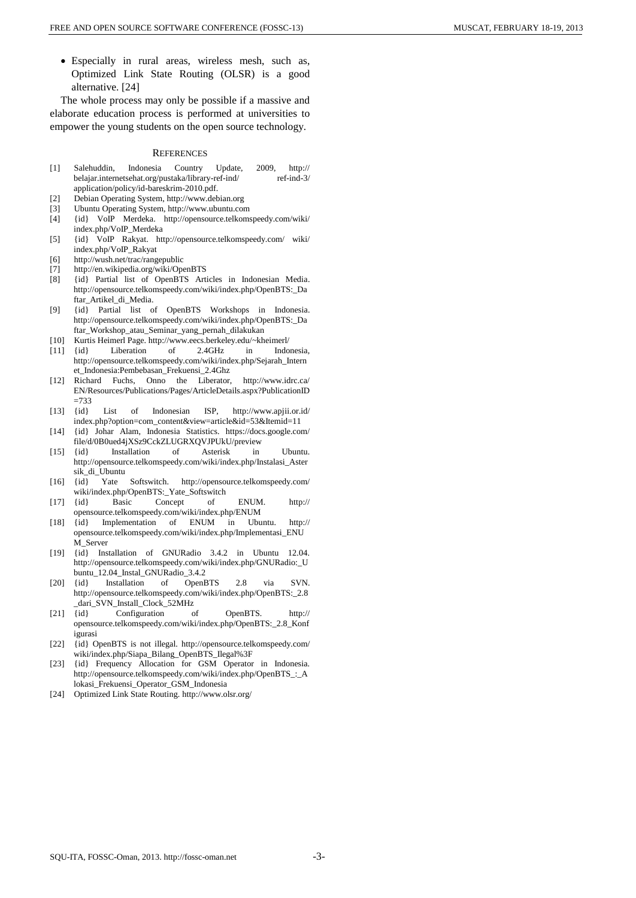- Especially in rural areas, wireless mesh, such as, Optimized Link State Routing (OLSR) is a good alternative. [24]

The whole process may only be possible if a massive and elaborate education process is performed at universities to empower the young students on the open source technology.

## References

[1] Salehuddin, Indonesia Country Update, 2009, http://belajar.internetsehat.org/pustaka/library-ref-ind/ ref-ind-3/application/policy/id-bareskrim-2010.pdf.

[2] Debian Operating System, http://www.debian.org

[3] Ubuntu Operating System, http://www.ubuntu.com

[4] {id} VoIP Merdeka. http://opensource.telkomspeedy.com/wiki/index.php/VoIP_Merdeka

[5] {id} VoIP Rakyat. http://opensource.telkomspeedy.com/ wiki/index.php/VoIP_Rakyat

[6] http://wush.net/trac/rangepublic

[7] http://en.wikipedia.org/wiki/OpenBTS

[8] {id} Partial list of OpenBTS Articles in Indonesian Media. http://opensource.telkomspeedy.com/wiki/index.php/OpenBTS:_Daftar_Artikel_di_Media.

[9] {id} Partial list of OpenBTS Workshops in Indonesia. http://opensource.telkomspeedy.com/wiki/index.php/OpenBTS:_Daftar_Workshop_atau_Seminar_yang_pernah_dilakukan

[10] Kurtis Heimerl Page. http://www.eecs.berkeley.edu/~kheimerl/

[11] {id} Liberation of 2.4GHz in Indonesia, http://opensource.telkomspeedy.com/wiki/index.php/Sejarah_Internet_Indonesia:Pembebasan_Frekuensi_2.4Ghz

[12] Richard Fuchs, Onno the Liberator, http://www.idrc.ca/EN/Resources/Publications/Pages/ArticleDetails.aspx?PublicationID=733

[13] {id} List of Indonesian ISP, http://www.apjii.or.id/index.php?option=com_content&view=article&id=53&Itemid=11

[14] {id} Johar Alam, Indonesia Statistics. https://docs.google.com/file/d/0B0ued4jXSz9CckZLUGRXQVJPUkU/preview

[15] {id} Installation of Asterisk in Ubuntu. http://opensource.telkomspeedy.com/wiki/index.php/Instalasi_Asterisk_di_Ubuntu

[16] {id} Yate Softswitch. http://opensource.telkomspeedy.com/wiki/index.php/OpenBTS:_Yate_Softswitch

[17] {id} Basic Concept of ENUM. http://opensource.telkomspeedy.com/wiki/index.php/ENUM

[18] {id} Implementation of ENUM in Ubuntu. http://opensource.telkomspeedy.com/wiki/index.php/Implementasi_ENUM_Server

[19] {id} Installation of GNURadio 3.4.2 in Ubuntu 12.04. http://opensource.telkomspeedy.com/wiki/index.php/GNURadio:_Ubuntu_12.04_Instal_GNURadio_3.4.2

[20] {id} Installation of OpenBTS 2.8 via SVN. http://opensource.telkomspeedy.com/wiki/index.php/OpenBTS:_2.8_dari_SVN_Install_Clock_52MHz

[21] {id} Configuration of OpenBTS. http://opensource.telkomspeedy.com/wiki/index.php/OpenBTS:_2.8_Konfigurasi

[22] {id} OpenBTS is not illegal. http://opensource.telkomspeedy.com/wiki/index.php/Siapa_Bilang_OpenBTS_Ilegal%3F

[23] {id} Frequency Allocation for GSM Operator in Indonesia. http://opensource.telkomspeedy.com/wiki/index.php/OpenBTS_:_Alokasi_Frekuensi_Operator_GSM_Indonesia

[24] Optimized Link State Routing. http://www.olsr.org/